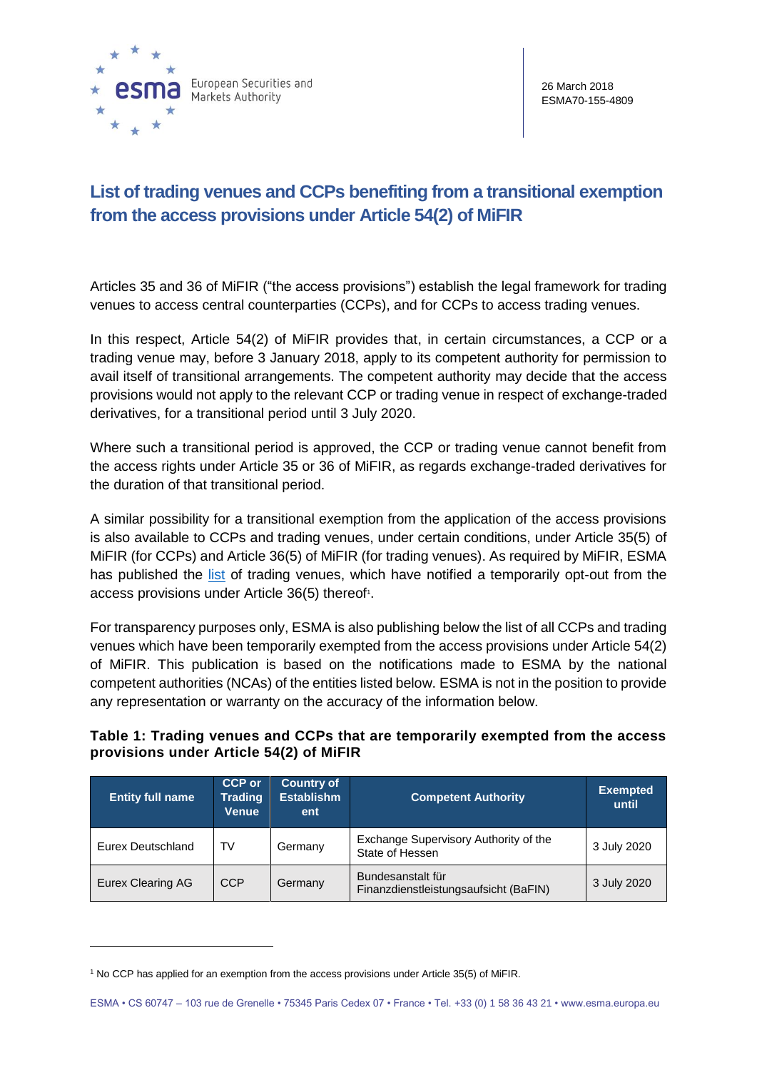26 March 2018
ESMA70-155-4809

# List of trading venues and CCPs benefiting from a transitional exemption from the access provisions under Article 54(2) of MiFIR

Articles 35 and 36 of MiFIR ("the access provisions") establish the legal framework for trading venues to access central counterparties (CCPs), and for CCPs to access trading venues.

In this respect, Article 54(2) of MiFIR provides that, in certain circumstances, a CCP or a trading venue may, before 3 January 2018, apply to its competent authority for permission to avail itself of transitional arrangements. The competent authority may decide that the access provisions would not apply to the relevant CCP or trading venue in respect of exchange-traded derivatives, for a transitional period until 3 July 2020.

Where such a transitional period is approved, the CCP or trading venue cannot benefit from the access rights under Article 35 or 36 of MiFIR, as regards exchange-traded derivatives for the duration of that transitional period.

A similar possibility for a transitional exemption from the application of the access provisions is also available to CCPs and trading venues, under certain conditions, under Article 35(5) of MiFIR (for CCPs) and Article 36(5) of MiFIR (for trading venues). As required by MiFIR, ESMA has published the list of trading venues, which have notified a temporarily opt-out from the access provisions under Article 36(5) thereof[1].

For transparency purposes only, ESMA is also publishing below the list of all CCPs and trading venues which have been temporarily exempted from the access provisions under Article 54(2) of MiFIR. This publication is based on the notifications made to ESMA by the national competent authorities (NCAs) of the entities listed below. ESMA is not in the position to provide any representation or warranty on the accuracy of the information below.

**Table 1: Trading venues and CCPs that are temporarily exempted from the access provisions under Article 54(2) of MiFIR**

| Entity full name | CCP or Trading Venue | Country of Establishment | Competent Authority | Exempted until |
|---|---|---|---|---|
| Eurex Deutschland | TV | Germany | Exchange Supervisory Authority of the State of Hessen | 3 July 2020 |
| Eurex Clearing AG | CCP | Germany | Bundesanstalt für Finanzdienstleistungsaufsicht (BaFIN) | 3 July 2020 |

[1] No CCP has applied for an exemption from the access provisions under Article 35(5) of MiFIR.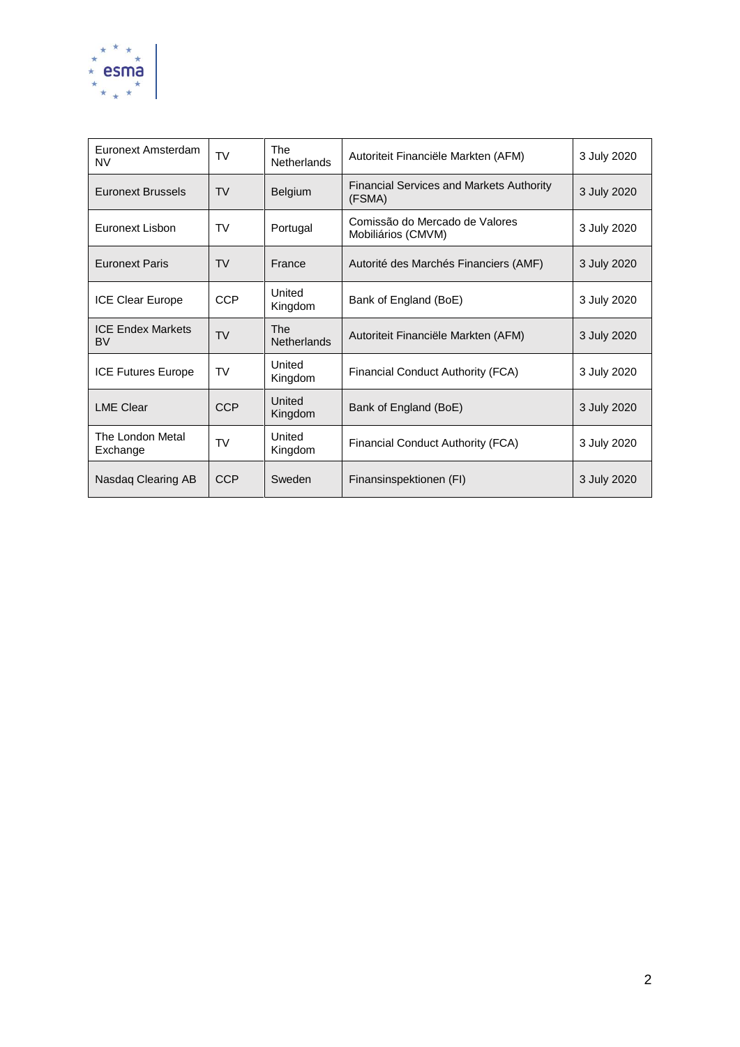| | | | | |
|---|---|---|---|---|
| Euronext Amsterdam NV | TV | The Netherlands | Autoriteit Financiële Markten (AFM) | 3 July 2020 |
| Euronext Brussels | TV | Belgium | Financial Services and Markets Authority (FSMA) | 3 July 2020 |
| Euronext Lisbon | TV | Portugal | Comissão do Mercado de Valores Mobiliários (CMVM) | 3 July 2020 |
| Euronext Paris | TV | France | Autorité des Marchés Financiers (AMF) | 3 July 2020 |
| ICE Clear Europe | CCP | United Kingdom | Bank of England (BoE) | 3 July 2020 |
| ICE Endex Markets BV | TV | The Netherlands | Autoriteit Financiële Markten (AFM) | 3 July 2020 |
| ICE Futures Europe | TV | United Kingdom | Financial Conduct Authority (FCA) | 3 July 2020 |
| LME Clear | CCP | United Kingdom | Bank of England (BoE) | 3 July 2020 |
| The London Metal Exchange | TV | United Kingdom | Financial Conduct Authority (FCA) | 3 July 2020 |
| Nasdaq Clearing AB | CCP | Sweden | Finansinspektionen (FI) | 3 July 2020 |